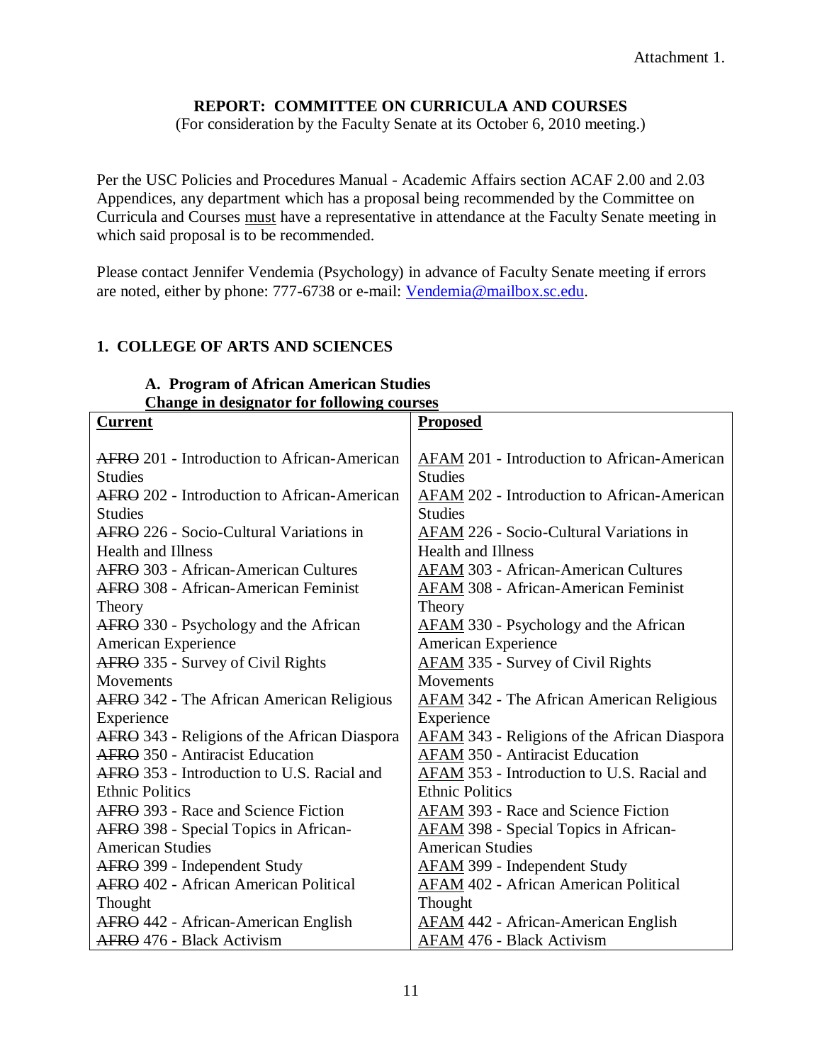Attachment 1.

# REPORT: COMMITTEE ON CURRICULA AND COURSES

(For consideration by the Faculty Senate at its October 6, 2010 meeting.)

Per the USC Policies and Procedures Manual - Academic Affairs section ACAF 2.00 and 2.03 Appendices, any department which has a proposal being recommended by the Committee on Curricula and Courses must have a representative in attendance at the Faculty Senate meeting in which said proposal is to be recommended.

Please contact Jennifer Vendemia (Psychology) in advance of Faculty Senate meeting if errors are noted, either by phone: 777-6738 or e-mail: Vendemia@mailbox.sc.edu.

## 1. COLLEGE OF ARTS AND SCIENCES

### A. Program of African American Studies

**Change in designator for following courses**

| Current | Proposed |
|---|---|
| ~~AFRO~~ 201 - Introduction to African-American Studies | AFAM 201 - Introduction to African-American Studies |
| ~~AFRO~~ 202 - Introduction to African-American Studies | AFAM 202 - Introduction to African-American Studies |
| ~~AFRO~~ 226 - Socio-Cultural Variations in Health and Illness | AFAM 226 - Socio-Cultural Variations in Health and Illness |
| ~~AFRO~~ 303 - African-American Cultures | AFAM 303 - African-American Cultures |
| ~~AFRO~~ 308 - African-American Feminist Theory | AFAM 308 - African-American Feminist Theory |
| ~~AFRO~~ 330 - Psychology and the African American Experience | AFAM 330 - Psychology and the African American Experience |
| ~~AFRO~~ 335 - Survey of Civil Rights Movements | AFAM 335 - Survey of Civil Rights Movements |
| ~~AFRO~~ 342 - The African American Religious Experience | AFAM 342 - The African American Religious Experience |
| ~~AFRO~~ 343 - Religions of the African Diaspora | AFAM 343 - Religions of the African Diaspora |
| ~~AFRO~~ 350 - Antiracist Education | AFAM 350 - Antiracist Education |
| ~~AFRO~~ 353 - Introduction to U.S. Racial and Ethnic Politics | AFAM 353 - Introduction to U.S. Racial and Ethnic Politics |
| ~~AFRO~~ 393 - Race and Science Fiction | AFAM 393 - Race and Science Fiction |
| ~~AFRO~~ 398 - Special Topics in African-American Studies | AFAM 398 - Special Topics in African-American Studies |
| ~~AFRO~~ 399 - Independent Study | AFAM 399 - Independent Study |
| ~~AFRO~~ 402 - African American Political Thought | AFAM 402 - African American Political Thought |
| ~~AFRO~~ 442 - African-American English | AFAM 442 - African-American English |
| ~~AFRO~~ 476 - Black Activism | AFAM 476 - Black Activism |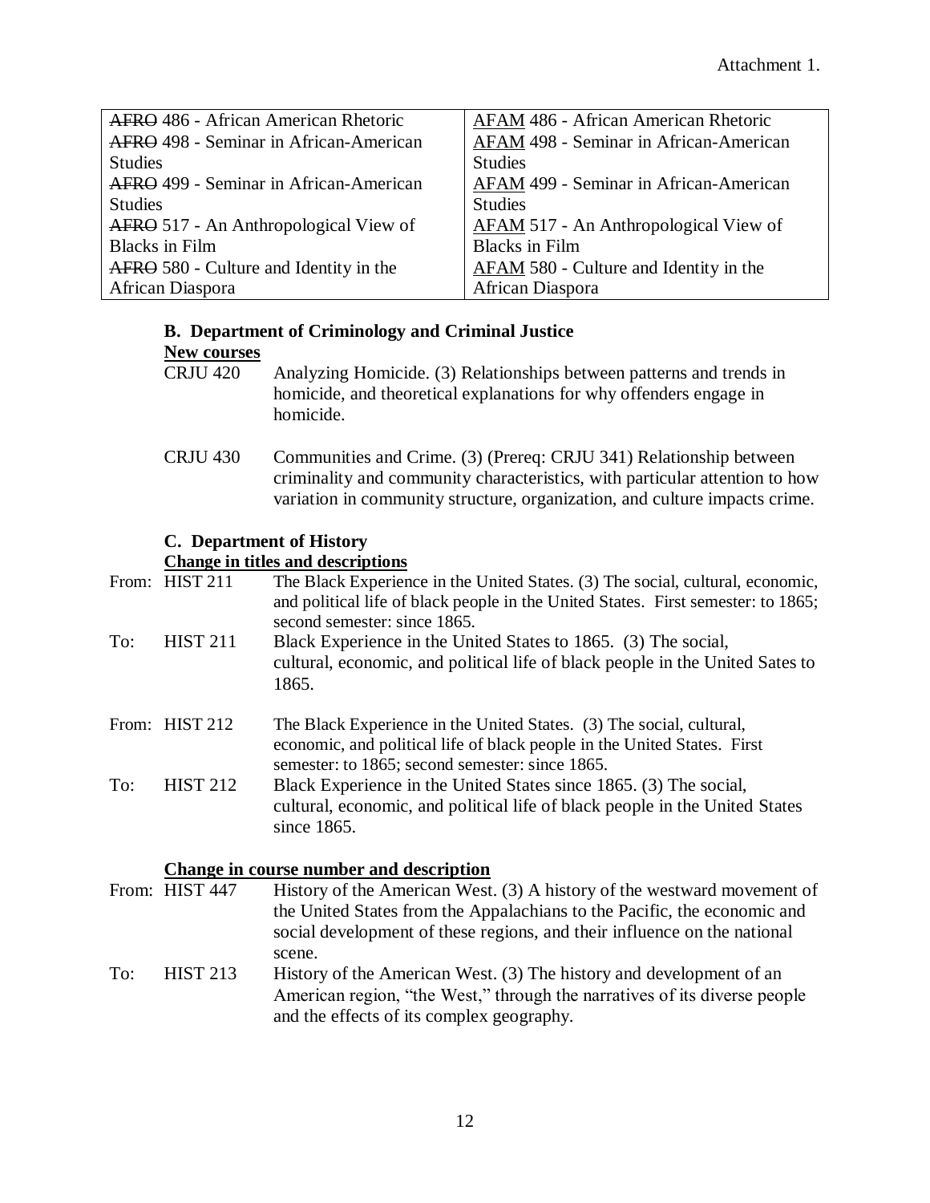Attachment 1.

| | |
|---|---|
| ~~AFRO~~ 486 - African American Rhetoric | AFAM 486 - African American Rhetoric |
| ~~AFRO~~ 498 - Seminar in African-American Studies | AFAM 498 - Seminar in African-American Studies |
| ~~AFRO~~ 499 - Seminar in African-American Studies | AFAM 499 - Seminar in African-American Studies |
| ~~AFRO~~ 517 - An Anthropological View of Blacks in Film | AFAM 517 - An Anthropological View of Blacks in Film |
| ~~AFRO~~ 580 - Culture and Identity in the African Diaspora | AFAM 580 - Culture and Identity in the African Diaspora |

### B. Department of Criminology and Criminal Justice

**New courses**

CRJU 420 Analyzing Homicide. (3) Relationships between patterns and trends in homicide, and theoretical explanations for why offenders engage in homicide.

CRJU 430 Communities and Crime. (3) (Prereq: CRJU 341) Relationship between criminality and community characteristics, with particular attention to how variation in community structure, organization, and culture impacts crime.

### C. Department of History

**Change in titles and descriptions**

From: HIST 211 The Black Experience in the United States. (3) The social, cultural, economic, and political life of black people in the United States. First semester: to 1865; second semester: since 1865.

To: HIST 211 Black Experience in the United States to 1865. (3) The social, cultural, economic, and political life of black people in the United Sates to 1865.

From: HIST 212 The Black Experience in the United States. (3) The social, cultural, economic, and political life of black people in the United States. First semester: to 1865; second semester: since 1865.

To: HIST 212 Black Experience in the United States since 1865. (3) The social, cultural, economic, and political life of black people in the United States since 1865.

**Change in course number and description**

From: HIST 447 History of the American West. (3) A history of the westward movement of the United States from the Appalachians to the Pacific, the economic and social development of these regions, and their influence on the national scene.

To: HIST 213 History of the American West. (3) The history and development of an American region, "the West," through the narratives of its diverse people and the effects of its complex geography.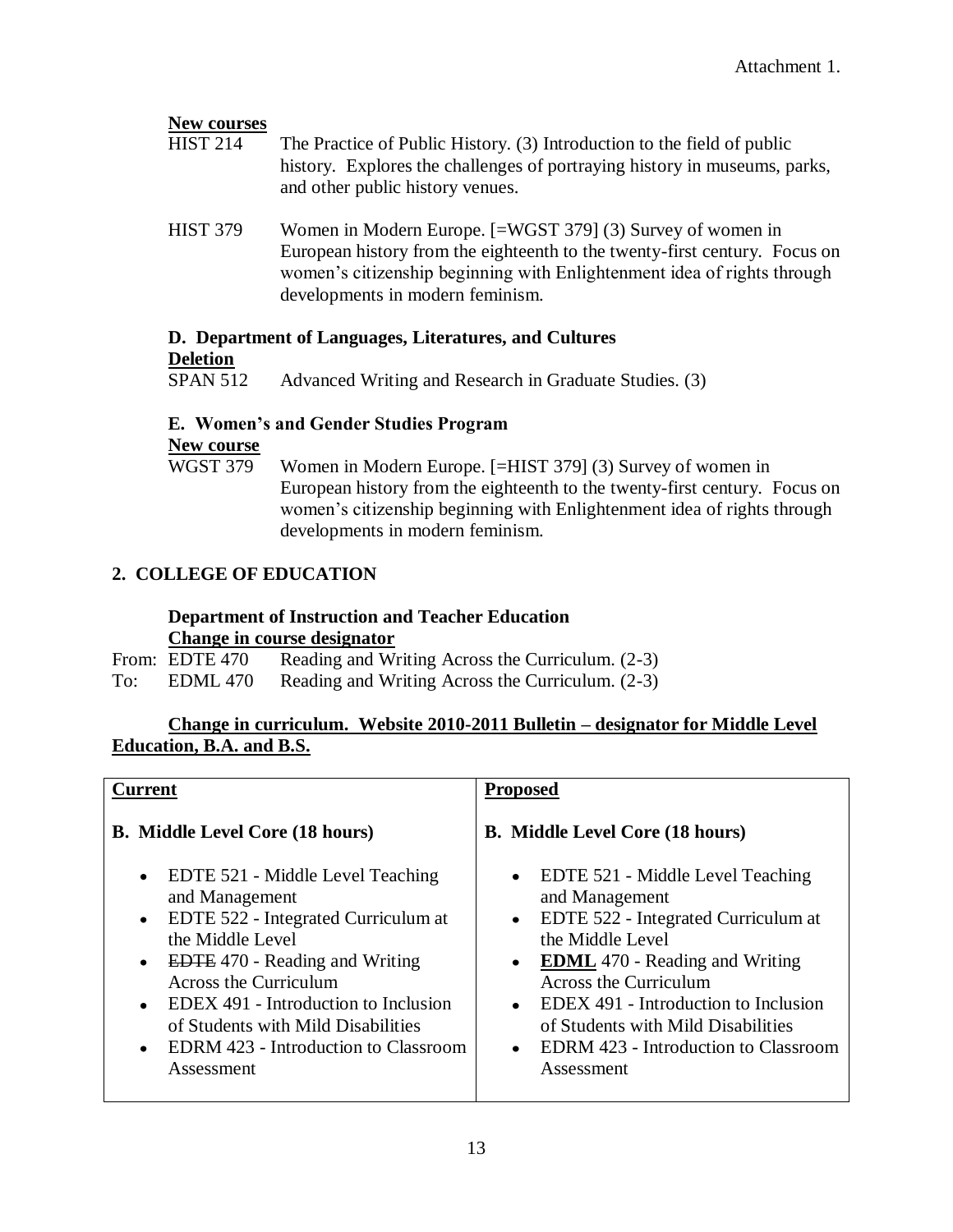Attachment 1.

**New courses**

HIST 214 The Practice of Public History. (3) Introduction to the field of public history. Explores the challenges of portraying history in museums, parks, and other public history venues.

HIST 379 Women in Modern Europe. [=WGST 379] (3) Survey of women in European history from the eighteenth to the twenty-first century. Focus on women's citizenship beginning with Enlightenment idea of rights through developments in modern feminism.

### D. Department of Languages, Literatures, and Cultures

**Deletion**

SPAN 512 Advanced Writing and Research in Graduate Studies. (3)

### E. Women's and Gender Studies Program

**New course**

WGST 379 Women in Modern Europe. [=HIST 379] (3) Survey of women in European history from the eighteenth to the twenty-first century. Focus on women's citizenship beginning with Enlightenment idea of rights through developments in modern feminism.

## 2. COLLEGE OF EDUCATION

### Department of Instruction and Teacher Education

**Change in course designator**

From: EDTE 470 Reading and Writing Across the Curriculum. (2-3)
To: EDML 470 Reading and Writing Across the Curriculum. (2-3)

**Change in curriculum. Website 2010-2011 Bulletin – designator for Middle Level Education, B.A. and B.S.**

| Current | Proposed |
|---|---|
| **B. Middle Level Core (18 hours)** | **B. Middle Level Core (18 hours)** |
| • EDTE 521 - Middle Level Teaching and Management<br>• EDTE 522 - Integrated Curriculum at the Middle Level<br>• ~~EDTE~~ 470 - Reading and Writing Across the Curriculum<br>• EDEX 491 - Introduction to Inclusion of Students with Mild Disabilities<br>• EDRM 423 - Introduction to Classroom Assessment | • EDTE 521 - Middle Level Teaching and Management<br>• EDTE 522 - Integrated Curriculum at the Middle Level<br>• **EDML** 470 - Reading and Writing Across the Curriculum<br>• EDEX 491 - Introduction to Inclusion of Students with Mild Disabilities<br>• EDRM 423 - Introduction to Classroom Assessment |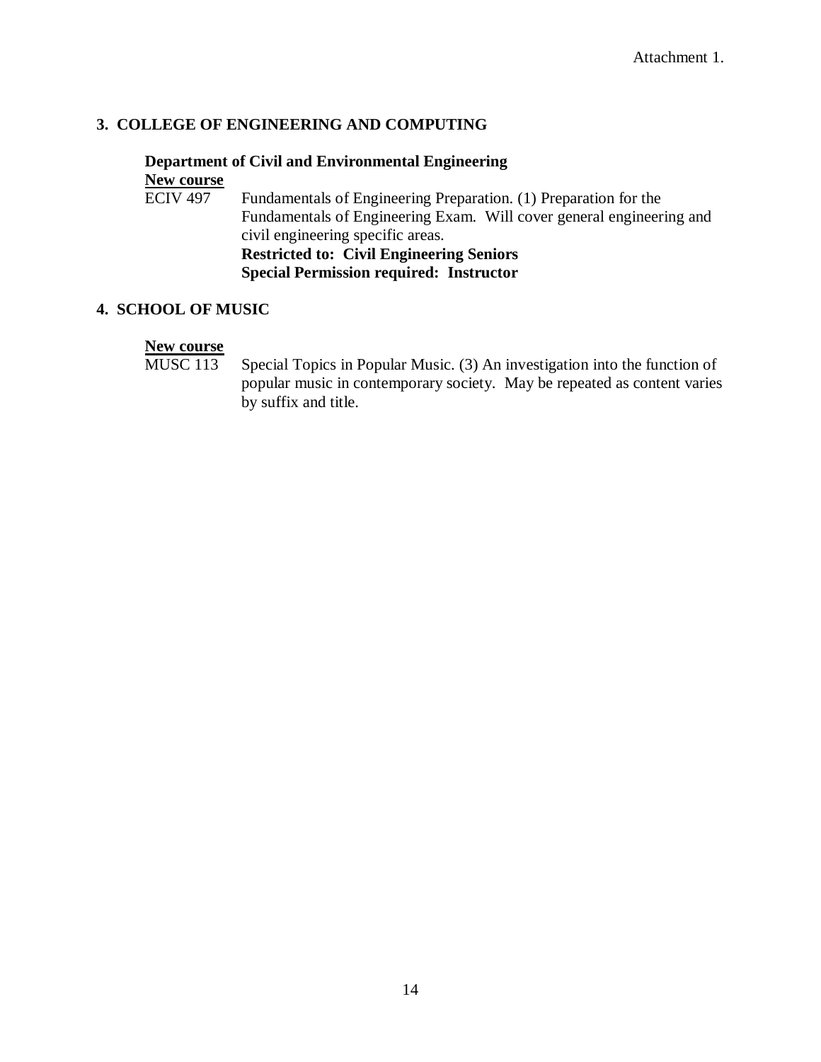Attachment 1.

## 3. COLLEGE OF ENGINEERING AND COMPUTING

### Department of Civil and Environmental Engineering

**New course**

ECIV 497 Fundamentals of Engineering Preparation. (1) Preparation for the Fundamentals of Engineering Exam. Will cover general engineering and civil engineering specific areas.
**Restricted to: Civil Engineering Seniors**
**Special Permission required: Instructor**

## 4. SCHOOL OF MUSIC

**New course**

MUSC 113 Special Topics in Popular Music. (3) An investigation into the function of popular music in contemporary society. May be repeated as content varies by suffix and title.